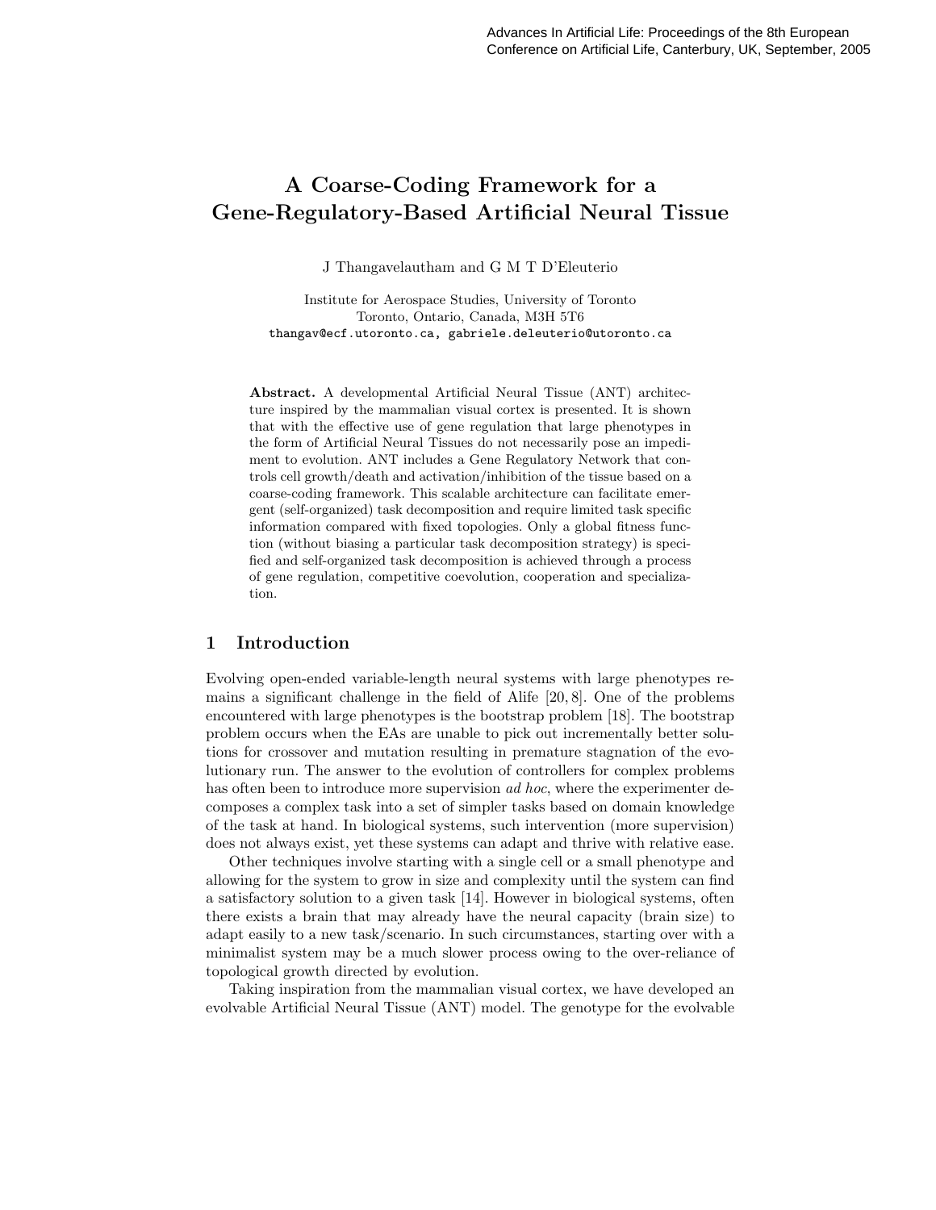Advances In Artificial Life: Proceedings of the 8th European Conference on Artificial Life, Canterbury, UK, September, 2005

# A Coarse-Coding Framework for a Gene-Regulatory-Based Artificial Neural Tissue

J Thangavelautham and G M T D'Eleuterio

Institute for Aerospace Studies, University of Toronto
Toronto, Ontario, Canada, M3H 5T6
thangav@ecf.utoronto.ca, gabriele.deleuterio@utoronto.ca

**Abstract.** A developmental Artificial Neural Tissue (ANT) architecture inspired by the mammalian visual cortex is presented. It is shown that with the effective use of gene regulation that large phenotypes in the form of Artificial Neural Tissues do not necessarily pose an impediment to evolution. ANT includes a Gene Regulatory Network that controls cell growth/death and activation/inhibition of the tissue based on a coarse-coding framework. This scalable architecture can facilitate emergent (self-organized) task decomposition and require limited task specific information compared with fixed topologies. Only a global fitness function (without biasing a particular task decomposition strategy) is specified and self-organized task decomposition is achieved through a process of gene regulation, competitive coevolution, cooperation and specialization.

## 1 Introduction

Evolving open-ended variable-length neural systems with large phenotypes remains a significant challenge in the field of Alife [20, 8]. One of the problems encountered with large phenotypes is the bootstrap problem [18]. The bootstrap problem occurs when the EAs are unable to pick out incrementally better solutions for crossover and mutation resulting in premature stagnation of the evolutionary run. The answer to the evolution of controllers for complex problems has often been to introduce more supervision *ad hoc*, where the experimenter decomposes a complex task into a set of simpler tasks based on domain knowledge of the task at hand. In biological systems, such intervention (more supervision) does not always exist, yet these systems can adapt and thrive with relative ease.

Other techniques involve starting with a single cell or a small phenotype and allowing for the system to grow in size and complexity until the system can find a satisfactory solution to a given task [14]. However in biological systems, often there exists a brain that may already have the neural capacity (brain size) to adapt easily to a new task/scenario. In such circumstances, starting over with a minimalist system may be a much slower process owing to the over-reliance of topological growth directed by evolution.

Taking inspiration from the mammalian visual cortex, we have developed an evolvable Artificial Neural Tissue (ANT) model. The genotype for the evolvable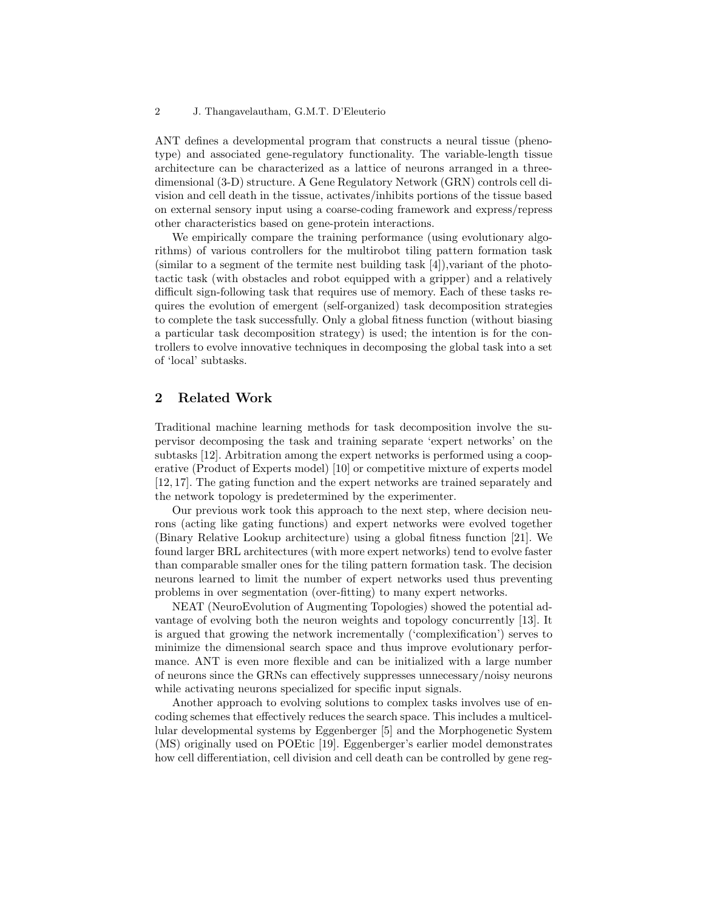ANT defines a developmental program that constructs a neural tissue (phenotype) and associated gene-regulatory functionality. The variable-length tissue architecture can be characterized as a lattice of neurons arranged in a three-dimensional (3-D) structure. A Gene Regulatory Network (GRN) controls cell division and cell death in the tissue, activates/inhibits portions of the tissue based on external sensory input using a coarse-coding framework and express/repress other characteristics based on gene-protein interactions.

We empirically compare the training performance (using evolutionary algorithms) of various controllers for the multirobot tiling pattern formation task (similar to a segment of the termite nest building task [4]),variant of the phototactic task (with obstacles and robot equipped with a gripper) and a relatively difficult sign-following task that requires use of memory. Each of these tasks requires the evolution of emergent (self-organized) task decomposition strategies to complete the task successfully. Only a global fitness function (without biasing a particular task decomposition strategy) is used; the intention is for the controllers to evolve innovative techniques in decomposing the global task into a set of 'local' subtasks.

## 2 Related Work

Traditional machine learning methods for task decomposition involve the supervisor decomposing the task and training separate 'expert networks' on the subtasks [12]. Arbitration among the expert networks is performed using a cooperative (Product of Experts model) [10] or competitive mixture of experts model [12, 17]. The gating function and the expert networks are trained separately and the network topology is predetermined by the experimenter.

Our previous work took this approach to the next step, where decision neurons (acting like gating functions) and expert networks were evolved together (Binary Relative Lookup architecture) using a global fitness function [21]. We found larger BRL architectures (with more expert networks) tend to evolve faster than comparable smaller ones for the tiling pattern formation task. The decision neurons learned to limit the number of expert networks used thus preventing problems in over segmentation (over-fitting) to many expert networks.

NEAT (NeuroEvolution of Augmenting Topologies) showed the potential advantage of evolving both the neuron weights and topology concurrently [13]. It is argued that growing the network incrementally ('complexification') serves to minimize the dimensional search space and thus improve evolutionary performance. ANT is even more flexible and can be initialized with a large number of neurons since the GRNs can effectively suppresses unnecessary/noisy neurons while activating neurons specialized for specific input signals.

Another approach to evolving solutions to complex tasks involves use of encoding schemes that effectively reduces the search space. This includes a multicellular developmental systems by Eggenberger [5] and the Morphogenetic System (MS) originally used on POEtic [19]. Eggenberger's earlier model demonstrates how cell differentiation, cell division and cell death can be controlled by gene reg-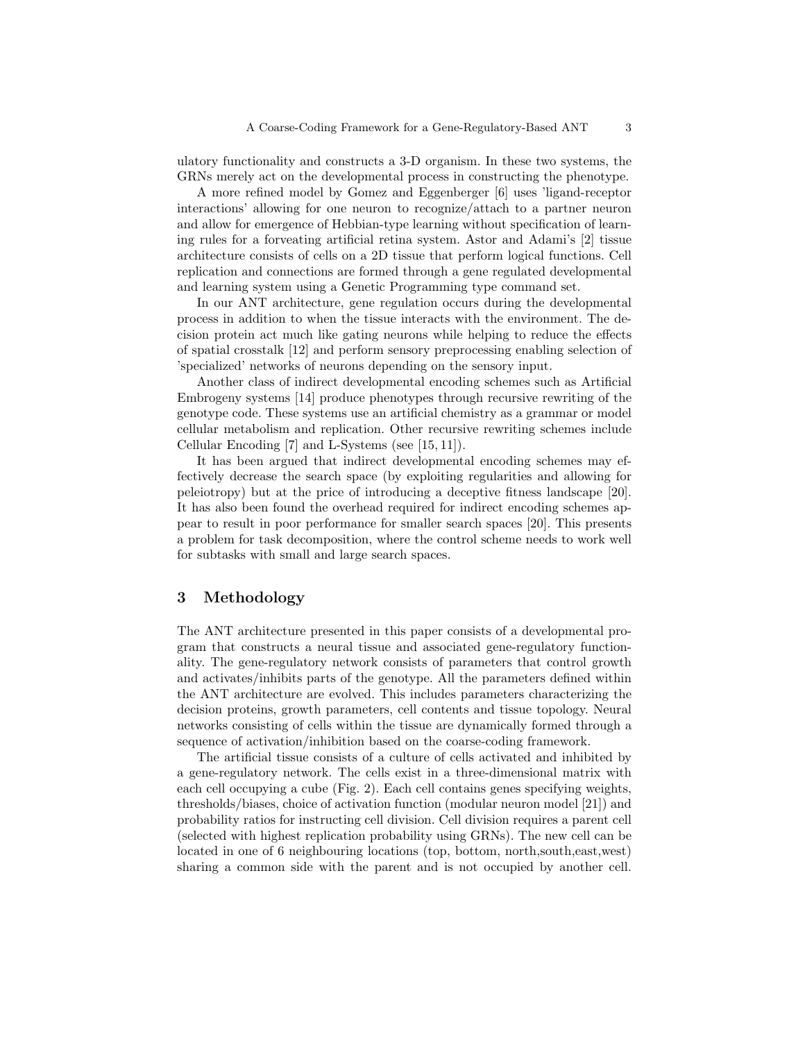ulatory functionality and constructs a 3-D organism. In these two systems, the GRNs merely act on the developmental process in constructing the phenotype.

A more refined model by Gomez and Eggenberger [6] uses 'ligand-receptor interactions' allowing for one neuron to recognize/attach to a partner neuron and allow for emergence of Hebbian-type learning without specification of learning rules for a forveating artificial retina system. Astor and Adami's [2] tissue architecture consists of cells on a 2D tissue that perform logical functions. Cell replication and connections are formed through a gene regulated developmental and learning system using a Genetic Programming type command set.

In our ANT architecture, gene regulation occurs during the developmental process in addition to when the tissue interacts with the environment. The decision protein act much like gating neurons while helping to reduce the effects of spatial crosstalk [12] and perform sensory preprocessing enabling selection of 'specialized' networks of neurons depending on the sensory input.

Another class of indirect developmental encoding schemes such as Artificial Embrogeny systems [14] produce phenotypes through recursive rewriting of the genotype code. These systems use an artificial chemistry as a grammar or model cellular metabolism and replication. Other recursive rewriting schemes include Cellular Encoding [7] and L-Systems (see [15, 11]).

It has been argued that indirect developmental encoding schemes may effectively decrease the search space (by exploiting regularities and allowing for peleiotropy) but at the price of introducing a deceptive fitness landscape [20]. It has also been found the overhead required for indirect encoding schemes appear to result in poor performance for smaller search spaces [20]. This presents a problem for task decomposition, where the control scheme needs to work well for subtasks with small and large search spaces.

## 3 Methodology

The ANT architecture presented in this paper consists of a developmental program that constructs a neural tissue and associated gene-regulatory functionality. The gene-regulatory network consists of parameters that control growth and activates/inhibits parts of the genotype. All the parameters defined within the ANT architecture are evolved. This includes parameters characterizing the decision proteins, growth parameters, cell contents and tissue topology. Neural networks consisting of cells within the tissue are dynamically formed through a sequence of activation/inhibition based on the coarse-coding framework.

The artificial tissue consists of a culture of cells activated and inhibited by a gene-regulatory network. The cells exist in a three-dimensional matrix with each cell occupying a cube (Fig. 2). Each cell contains genes specifying weights, thresholds/biases, choice of activation function (modular neuron model [21]) and probability ratios for instructing cell division. Cell division requires a parent cell (selected with highest replication probability using GRNs). The new cell can be located in one of 6 neighbouring locations (top, bottom, north,south,east,west) sharing a common side with the parent and is not occupied by another cell.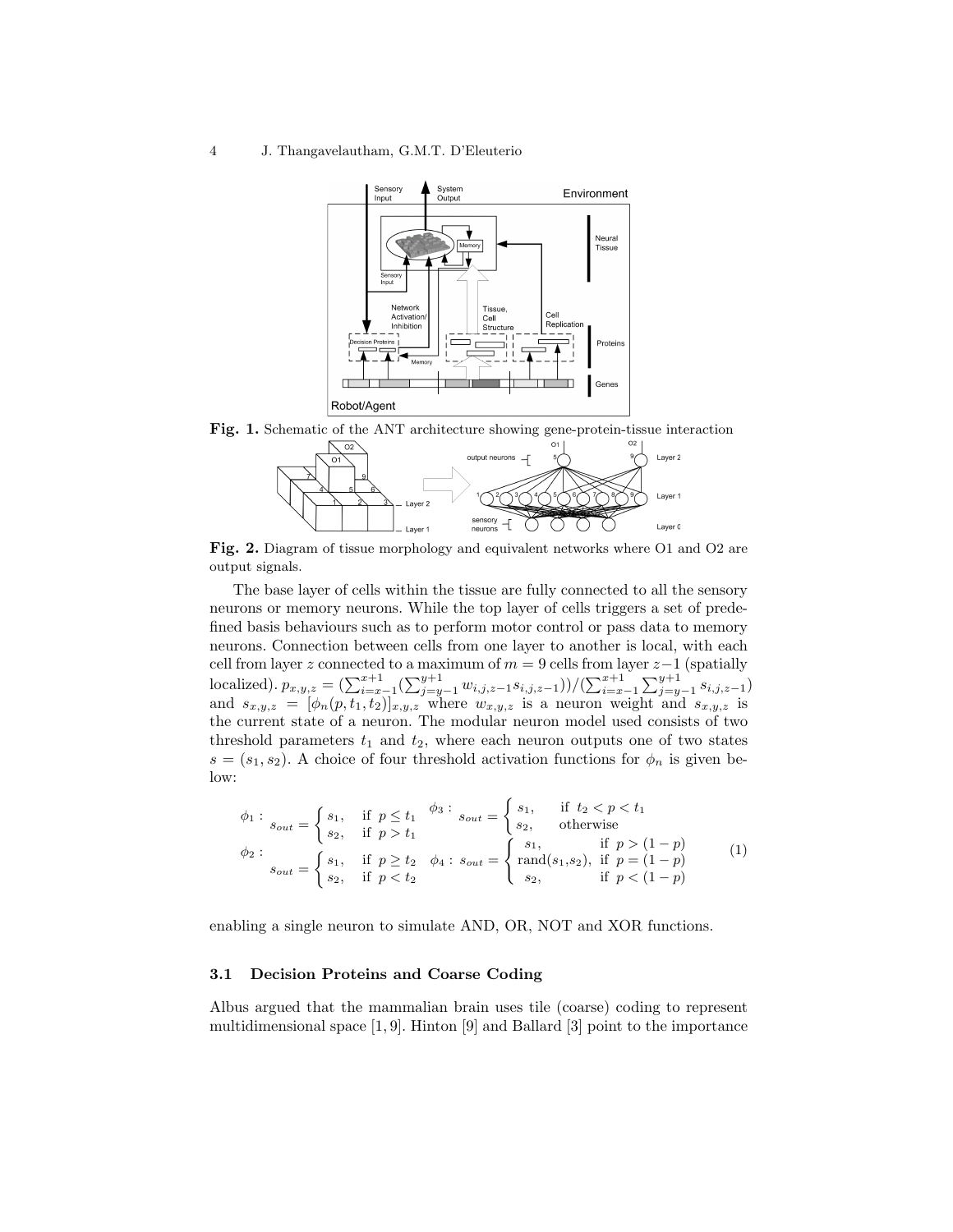Fig. 1. Schematic of the ANT architecture showing gene-protein-tissue interaction

Fig. 2. Diagram of tissue morphology and equivalent networks where O1 and O2 are output signals.

The base layer of cells within the tissue are fully connected to all the sensory neurons or memory neurons. While the top layer of cells triggers a set of predefined basis behaviours such as to perform motor control or pass data to memory neurons. Connection between cells from one layer to another is local, with each cell from layer $z$ connected to a maximum of $m = 9$ cells from layer $z-1$ (spatially localized). $p_{x,y,z} = (\sum_{i=x-1}^{x+1}(\sum_{j=y-1}^{y+1} w_{i,j,z-1}s_{i,j,z-1}))/(\sum_{i=x-1}^{x+1}\sum_{j=y-1}^{y+1} s_{i,j,z-1})$ and $s_{x,y,z} = [\phi_n(p, t_1, t_2)]_{x,y,z}$ where $w_{x,y,z}$ is a neuron weight and $s_{x,y,z}$ is the current state of a neuron. The modular neuron model used consists of two threshold parameters $t_1$ and $t_2$, where each neuron outputs one of two states $s = (s_1, s_2)$. A choice of four threshold activation functions for $\phi_n$ is given below:

$$
\begin{aligned}
&\phi_1 : \; s_{out} = \begin{cases} s_1, & \text{if } p \leq t_1 \\ s_2, & \text{if } p > t_1 \end{cases}
&&\phi_3 : \; s_{out} = \begin{cases} s_1, & \text{if } t_2 < p < t_1 \\ s_2, & \text{otherwise} \end{cases} \\
&\phi_2 : \; s_{out} = \begin{cases} s_1, & \text{if } p \geq t_2 \\ s_2, & \text{if } p < t_2 \end{cases}
&&\phi_4 : \; s_{out} = \begin{cases} s_1, & \text{if } p > (1-p) \\ \text{rand}(s_1,s_2), & \text{if } p = (1-p) \\ s_2, & \text{if } p < (1-p) \end{cases}
\end{aligned}
\tag{1}
$$

enabling a single neuron to simulate AND, OR, NOT and XOR functions.

### 3.1 Decision Proteins and Coarse Coding

Albus argued that the mammalian brain uses tile (coarse) coding to represent multidimensional space [1, 9]. Hinton [9] and Ballard [3] point to the importance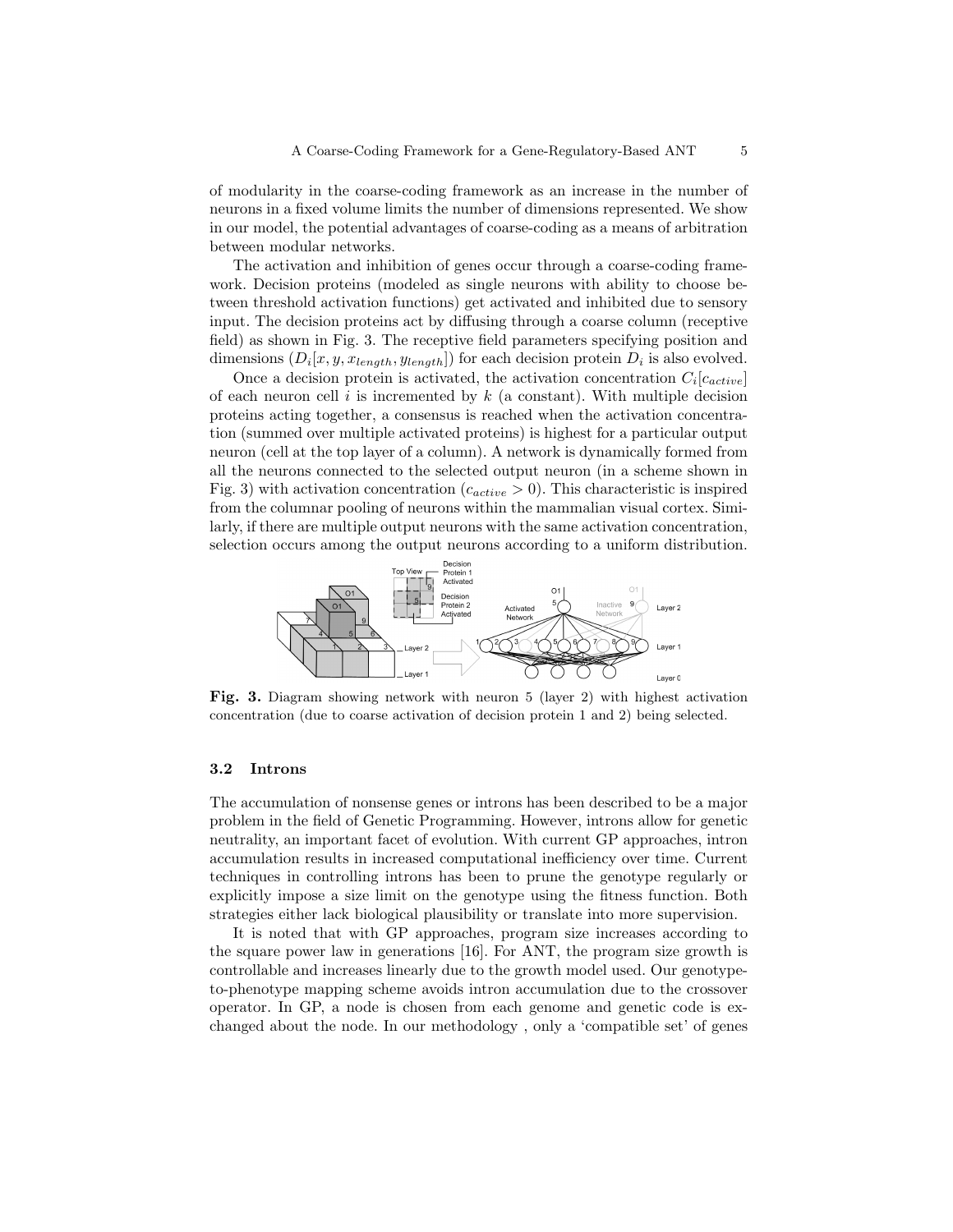of modularity in the coarse-coding framework as an increase in the number of neurons in a fixed volume limits the number of dimensions represented. We show in our model, the potential advantages of coarse-coding as a means of arbitration between modular networks.

The activation and inhibition of genes occur through a coarse-coding framework. Decision proteins (modeled as single neurons with ability to choose between threshold activation functions) get activated and inhibited due to sensory input. The decision proteins act by diffusing through a coarse column (receptive field) as shown in Fig. 3. The receptive field parameters specifying position and dimensions ($D_i[x, y, x_{length}, y_{length}]$) for each decision protein $D_i$ is also evolved.

Once a decision protein is activated, the activation concentration $C_i[c_{active}]$ of each neuron cell $i$ is incremented by $k$ (a constant). With multiple decision proteins acting together, a consensus is reached when the activation concentration (summed over multiple activated proteins) is highest for a particular output neuron (cell at the top layer of a column). A network is dynamically formed from all the neurons connected to the selected output neuron (in a scheme shown in Fig. 3) with activation concentration ($c_{active} > 0$). This characteristic is inspired from the columnar pooling of neurons within the mammalian visual cortex. Similarly, if there are multiple output neurons with the same activation concentration, selection occurs among the output neurons according to a uniform distribution.

**Fig. 3.** Diagram showing network with neuron 5 (layer 2) with highest activation concentration (due to coarse activation of decision protein 1 and 2) being selected.

### 3.2 Introns

The accumulation of nonsense genes or introns has been described to be a major problem in the field of Genetic Programming. However, introns allow for genetic neutrality, an important facet of evolution. With current GP approaches, intron accumulation results in increased computational inefficiency over time. Current techniques in controlling introns has been to prune the genotype regularly or explicitly impose a size limit on the genotype using the fitness function. Both strategies either lack biological plausibility or translate into more supervision.

It is noted that with GP approaches, program size increases according to the square power law in generations [16]. For ANT, the program size growth is controllable and increases linearly due to the growth model used. Our genotype-to-phenotype mapping scheme avoids intron accumulation due to the crossover operator. In GP, a node is chosen from each genome and genetic code is exchanged about the node. In our methodology , only a 'compatible set' of genes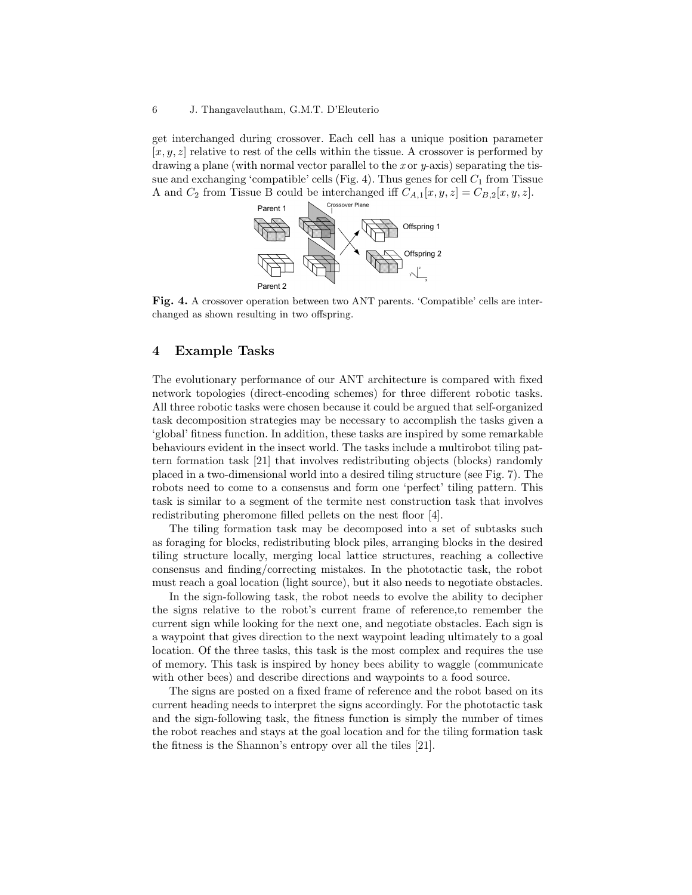get interchanged during crossover. Each cell has a unique position parameter $[x, y, z]$ relative to rest of the cells within the tissue. A crossover is performed by drawing a plane (with normal vector parallel to the $x$ or $y$-axis) separating the tissue and exchanging 'compatible' cells (Fig. 4). Thus genes for cell $C_1$ from Tissue A and $C_2$ from Tissue B could be interchanged iff $C_{A,1}[x, y, z] = C_{B,2}[x, y, z]$.

Parent 1

Crossover Plane

Offspring 1

Offspring 2

Parent 2

**Fig. 4.** A crossover operation between two ANT parents. 'Compatible' cells are interchanged as shown resulting in two offspring.

## 4 Example Tasks

The evolutionary performance of our ANT architecture is compared with fixed network topologies (direct-encoding schemes) for three different robotic tasks. All three robotic tasks were chosen because it could be argued that self-organized task decomposition strategies may be necessary to accomplish the tasks given a 'global' fitness function. In addition, these tasks are inspired by some remarkable behaviours evident in the insect world. The tasks include a multirobot tiling pattern formation task [21] that involves redistributing objects (blocks) randomly placed in a two-dimensional world into a desired tiling structure (see Fig. 7). The robots need to come to a consensus and form one 'perfect' tiling pattern. This task is similar to a segment of the termite nest construction task that involves redistributing pheromone filled pellets on the nest floor [4].

The tiling formation task may be decomposed into a set of subtasks such as foraging for blocks, redistributing block piles, arranging blocks in the desired tiling structure locally, merging local lattice structures, reaching a collective consensus and finding/correcting mistakes. In the phototactic task, the robot must reach a goal location (light source), but it also needs to negotiate obstacles.

In the sign-following task, the robot needs to evolve the ability to decipher the signs relative to the robot's current frame of reference,to remember the current sign while looking for the next one, and negotiate obstacles. Each sign is a waypoint that gives direction to the next waypoint leading ultimately to a goal location. Of the three tasks, this task is the most complex and requires the use of memory. This task is inspired by honey bees ability to waggle (communicate with other bees) and describe directions and waypoints to a food source.

The signs are posted on a fixed frame of reference and the robot based on its current heading needs to interpret the signs accordingly. For the phototactic task and the sign-following task, the fitness function is simply the number of times the robot reaches and stays at the goal location and for the tiling formation task the fitness is the Shannon's entropy over all the tiles [21].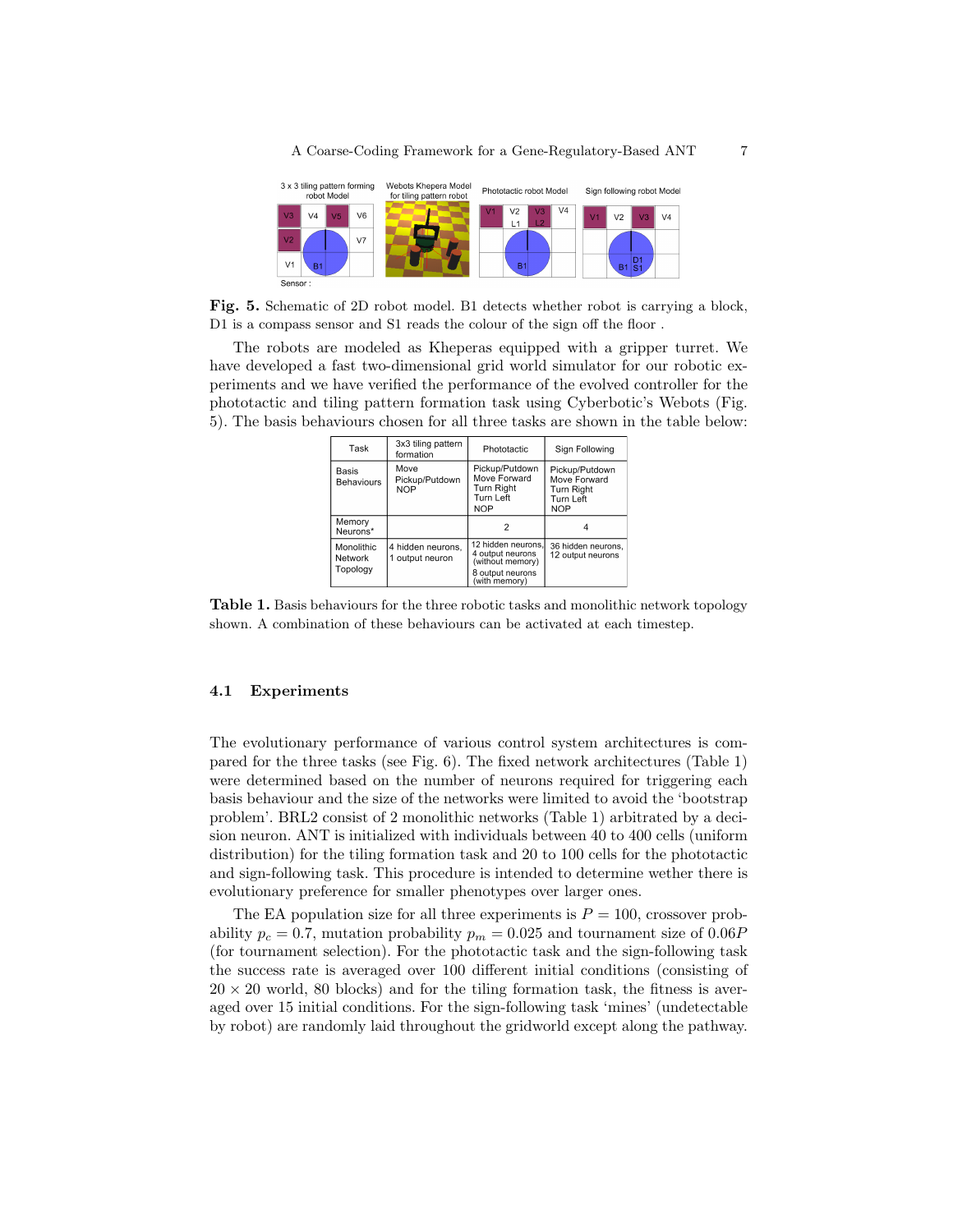**Fig. 5.** Schematic of 2D robot model. B1 detects whether robot is carrying a block, D1 is a compass sensor and S1 reads the colour of the sign off the floor .

The robots are modeled as Kheperas equipped with a gripper turret. We have developed a fast two-dimensional grid world simulator for our robotic experiments and we have verified the performance of the evolved controller for the phototactic and tiling pattern formation task using Cyberbotic's Webots (Fig. 5). The basis behaviours chosen for all three tasks are shown in the table below:

| Task | 3x3 tiling pattern formation | Phototactic | Sign Following |
|---|---|---|---|
| Basis Behaviours | Move<br>Pickup/Putdown<br>NOP | Pickup/Putdown<br>Move Forward<br>Turn Right<br>Turn Left<br>NOP | Pickup/Putdown<br>Move Forward<br>Turn Right<br>Turn Left<br>NOP |
| Memory Neurons* | | 2 | 4 |
| Monolithic Network Topology | 4 hidden neurons, 1 output neuron | 12 hidden neurons, 4 output neurons (without memory)<br>8 output neurons (with memory) | 36 hidden neurons, 12 output neurons |

**Table 1.** Basis behaviours for the three robotic tasks and monolithic network topology shown. A combination of these behaviours can be activated at each timestep.

### 4.1 Experiments

The evolutionary performance of various control system architectures is compared for the three tasks (see Fig. 6). The fixed network architectures (Table 1) were determined based on the number of neurons required for triggering each basis behaviour and the size of the networks were limited to avoid the 'bootstrap problem'. BRL2 consist of 2 monolithic networks (Table 1) arbitrated by a decision neuron. ANT is initialized with individuals between 40 to 400 cells (uniform distribution) for the tiling formation task and 20 to 100 cells for the phototactic and sign-following task. This procedure is intended to determine wether there is evolutionary preference for smaller phenotypes over larger ones.

The EA population size for all three experiments is $P = 100$, crossover probability $p_c = 0.7$, mutation probability $p_m = 0.025$ and tournament size of $0.06P$ (for tournament selection). For the phototactic task and the sign-following task the success rate is averaged over 100 different initial conditions (consisting of $20 \times 20$ world, 80 blocks) and for the tiling formation task, the fitness is averaged over 15 initial conditions. For the sign-following task 'mines' (undetectable by robot) are randomly laid throughout the gridworld except along the pathway.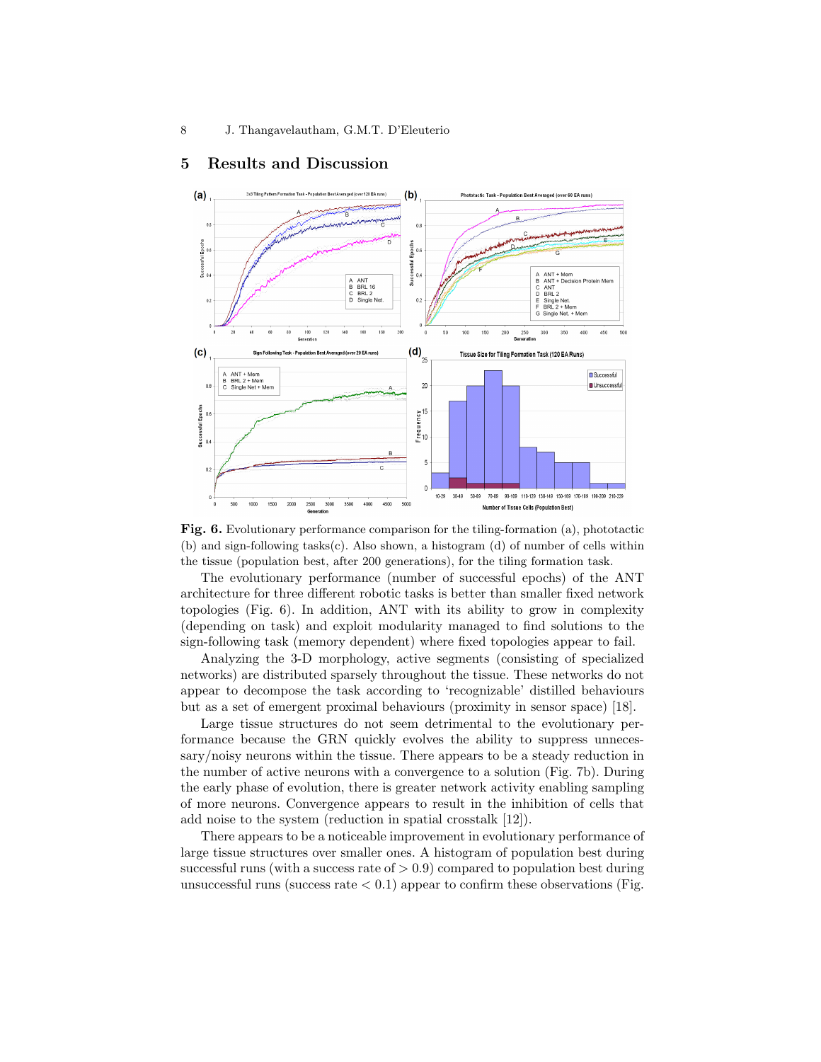## 5 Results and Discussion

**Fig. 6.** Evolutionary performance comparison for the tiling-formation (a), phototactic (b) and sign-following tasks(c). Also shown, a histogram (d) of number of cells within the tissue (population best, after 200 generations), for the tiling formation task.

The evolutionary performance (number of successful epochs) of the ANT architecture for three different robotic tasks is better than smaller fixed network topologies (Fig. 6). In addition, ANT with its ability to grow in complexity (depending on task) and exploit modularity managed to find solutions to the sign-following task (memory dependent) where fixed topologies appear to fail.

Analyzing the 3-D morphology, active segments (consisting of specialized networks) are distributed sparsely throughout the tissue. These networks do not appear to decompose the task according to 'recognizable' distilled behaviours but as a set of emergent proximal behaviours (proximity in sensor space) [18].

Large tissue structures do not seem detrimental to the evolutionary performance because the GRN quickly evolves the ability to suppress unnecessary/noisy neurons within the tissue. There appears to be a steady reduction in the number of active neurons with a convergence to a solution (Fig. 7b). During the early phase of evolution, there is greater network activity enabling sampling of more neurons. Convergence appears to result in the inhibition of cells that add noise to the system (reduction in spatial crosstalk [12]).

There appears to be a noticeable improvement in evolutionary performance of large tissue structures over smaller ones. A histogram of population best during successful runs (with a success rate of $> 0.9$) compared to population best during unsuccessful runs (success rate $< 0.1$) appear to confirm these observations (Fig.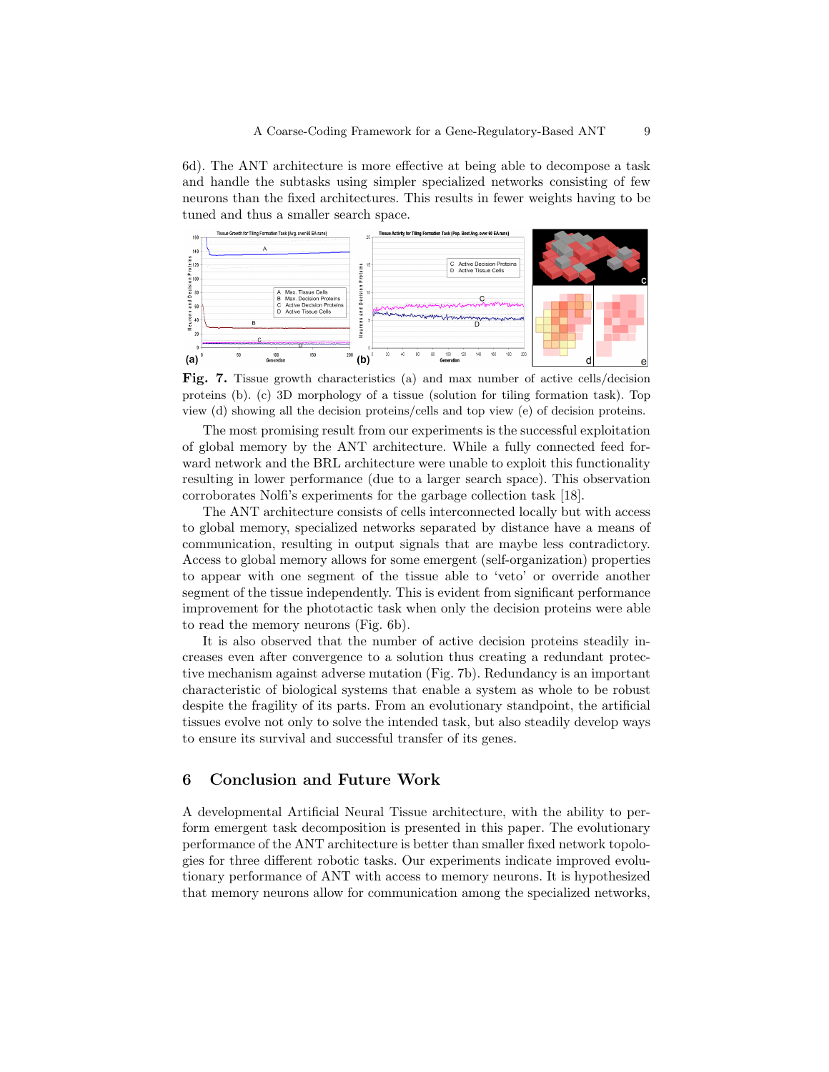6d). The ANT architecture is more effective at being able to decompose a task and handle the subtasks using simpler specialized networks consisting of few neurons than the fixed architectures. This results in fewer weights having to be tuned and thus a smaller search space.

**Fig. 7.** Tissue growth characteristics (a) and max number of active cells/decision proteins (b). (c) 3D morphology of a tissue (solution for tiling formation task). Top view (d) showing all the decision proteins/cells and top view (e) of decision proteins.

The most promising result from our experiments is the successful exploitation of global memory by the ANT architecture. While a fully connected feed forward network and the BRL architecture were unable to exploit this functionality resulting in lower performance (due to a larger search space). This observation corroborates Nolfi's experiments for the garbage collection task [18].

The ANT architecture consists of cells interconnected locally but with access to global memory, specialized networks separated by distance have a means of communication, resulting in output signals that are maybe less contradictory. Access to global memory allows for some emergent (self-organization) properties to appear with one segment of the tissue able to 'veto' or override another segment of the tissue independently. This is evident from significant performance improvement for the phototactic task when only the decision proteins were able to read the memory neurons (Fig. 6b).

It is also observed that the number of active decision proteins steadily increases even after convergence to a solution thus creating a redundant protective mechanism against adverse mutation (Fig. 7b). Redundancy is an important characteristic of biological systems that enable a system as whole to be robust despite the fragility of its parts. From an evolutionary standpoint, the artificial tissues evolve not only to solve the intended task, but also steadily develop ways to ensure its survival and successful transfer of its genes.

## 6 Conclusion and Future Work

A developmental Artificial Neural Tissue architecture, with the ability to perform emergent task decomposition is presented in this paper. The evolutionary performance of the ANT architecture is better than smaller fixed network topologies for three different robotic tasks. Our experiments indicate improved evolutionary performance of ANT with access to memory neurons. It is hypothesized that memory neurons allow for communication among the specialized networks,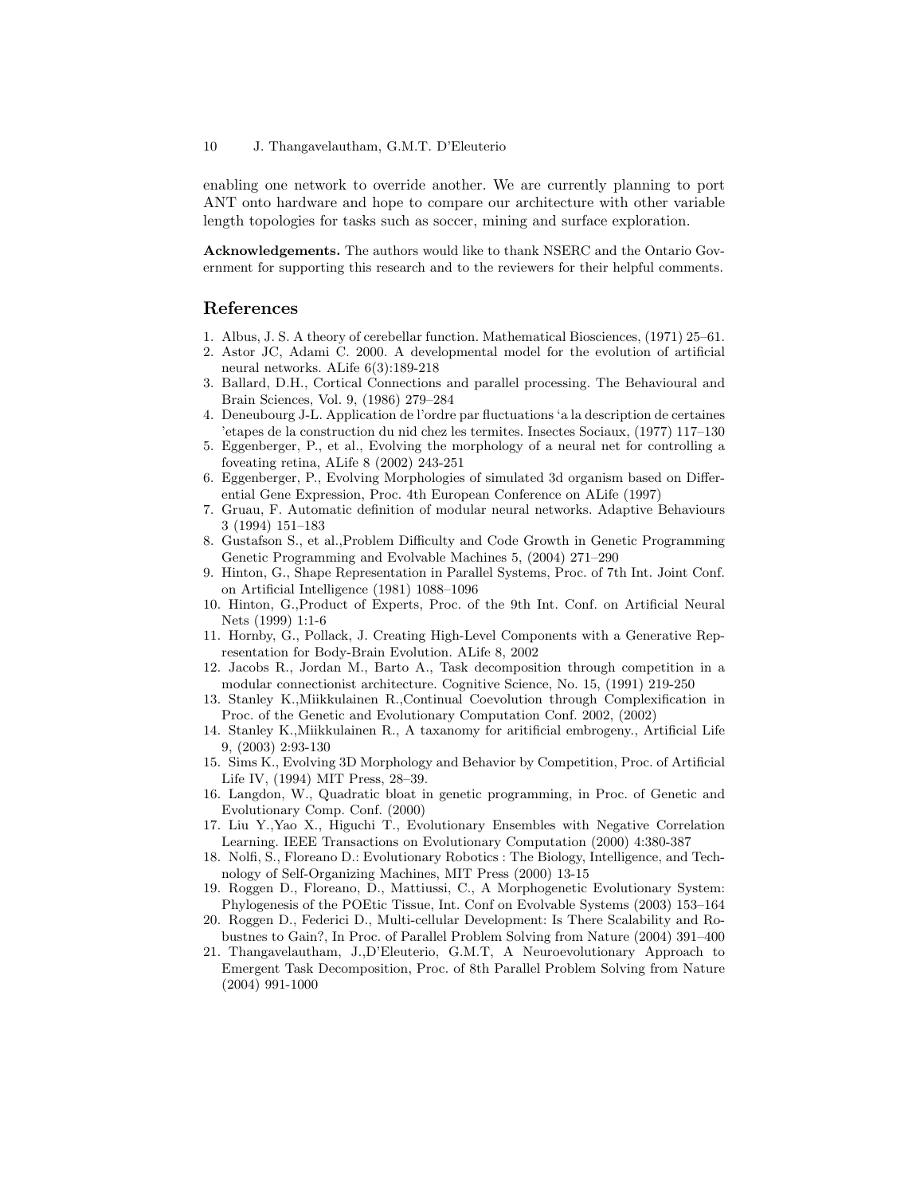enabling one network to override another. We are currently planning to port ANT onto hardware and hope to compare our architecture with other variable length topologies for tasks such as soccer, mining and surface exploration.

**Acknowledgements.** The authors would like to thank NSERC and the Ontario Government for supporting this research and to the reviewers for their helpful comments.

## References

1. Albus, J. S. A theory of cerebellar function. Mathematical Biosciences, (1971) 25–61.
2. Astor JC, Adami C. 2000. A developmental model for the evolution of artificial neural networks. ALife 6(3):189-218
3. Ballard, D.H., Cortical Connections and parallel processing. The Behavioural and Brain Sciences, Vol. 9, (1986) 279–284
4. Deneubourg J-L. Application de l'ordre par fluctuations 'a la description de certaines 'etapes de la construction du nid chez les termites. Insectes Sociaux, (1977) 117–130
5. Eggenberger, P., et al., Evolving the morphology of a neural net for controlling a foveating retina, ALife 8 (2002) 243-251
6. Eggenberger, P., Evolving Morphologies of simulated 3d organism based on Differential Gene Expression, Proc. 4th European Conference on ALife (1997)
7. Gruau, F. Automatic definition of modular neural networks. Adaptive Behaviours 3 (1994) 151–183
8. Gustafson S., et al.,Problem Difficulty and Code Growth in Genetic Programming Genetic Programming and Evolvable Machines 5, (2004) 271–290
9. Hinton, G., Shape Representation in Parallel Systems, Proc. of 7th Int. Joint Conf. on Artificial Intelligence (1981) 1088–1096
10. Hinton, G.,Product of Experts, Proc. of the 9th Int. Conf. on Artificial Neural Nets (1999) 1:1-6
11. Hornby, G., Pollack, J. Creating High-Level Components with a Generative Representation for Body-Brain Evolution. ALife 8, 2002
12. Jacobs R., Jordan M., Barto A., Task decomposition through competition in a modular connectionist architecture. Cognitive Science, No. 15, (1991) 219-250
13. Stanley K.,Miikkulainen R.,Continual Coevolution through Complexification in Proc. of the Genetic and Evolutionary Computation Conf. 2002, (2002)
14. Stanley K.,Miikkulainen R., A taxanomy for aritificial embrogeny., Artificial Life 9, (2003) 2:93-130
15. Sims K., Evolving 3D Morphology and Behavior by Competition, Proc. of Artificial Life IV, (1994) MIT Press, 28–39.
16. Langdon, W., Quadratic bloat in genetic programming, in Proc. of Genetic and Evolutionary Comp. Conf. (2000)
17. Liu Y.,Yao X., Higuchi T., Evolutionary Ensembles with Negative Correlation Learning. IEEE Transactions on Evolutionary Computation (2000) 4:380-387
18. Nolfi, S., Floreano D.: Evolutionary Robotics : The Biology, Intelligence, and Technology of Self-Organizing Machines, MIT Press (2000) 13-15
19. Roggen D., Floreano, D., Mattiussi, C., A Morphogenetic Evolutionary System: Phylogenesis of the POEtic Tissue, Int. Conf on Evolvable Systems (2003) 153–164
20. Roggen D., Federici D., Multi-cellular Development: Is There Scalability and Robustnes to Gain?, In Proc. of Parallel Problem Solving from Nature (2004) 391–400
21. Thangavelautham, J.,D'Eleuterio, G.M.T, A Neuroevolutionary Approach to Emergent Task Decomposition, Proc. of 8th Parallel Problem Solving from Nature (2004) 991-1000